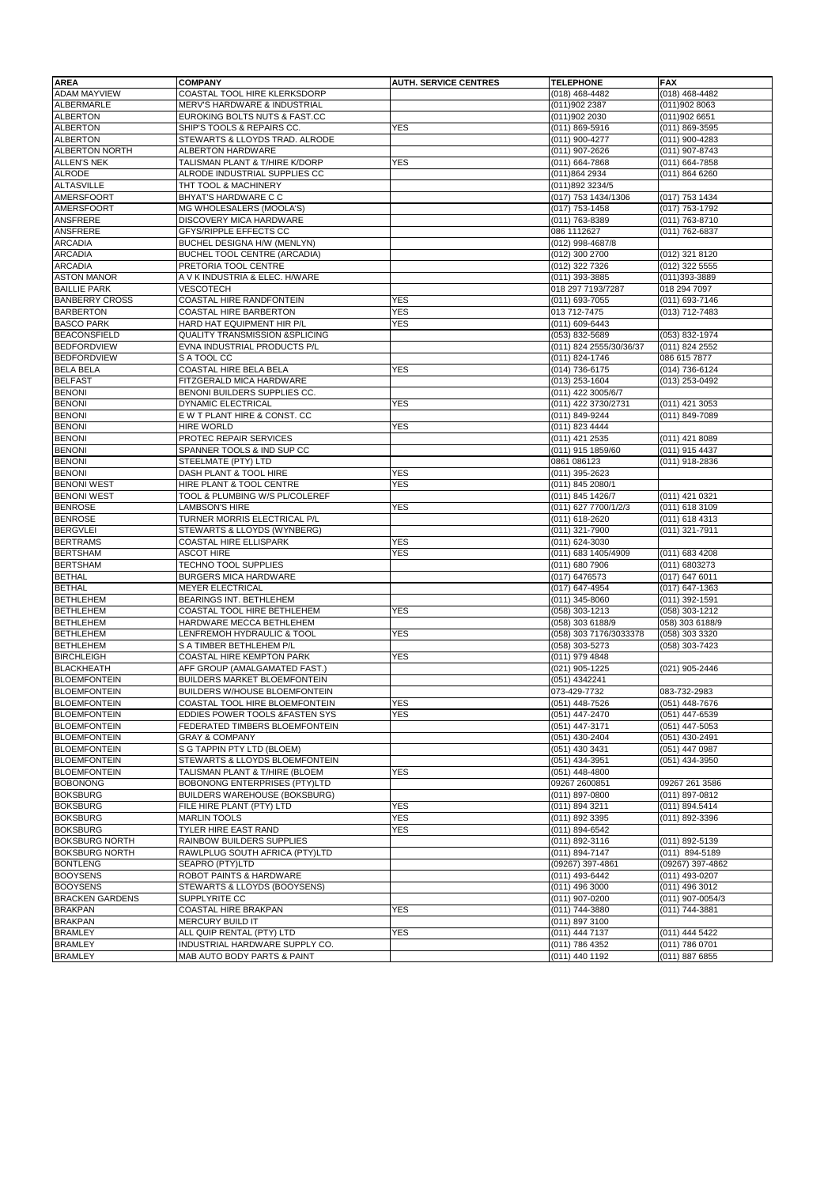| AREA | COMPANY | AUTH. SERVICE CENTRES | TELEPHONE | FAX |
|---|---|---|---|---|
| ADAM MAYVIEW | COASTAL TOOL HIRE KLERKSDORP | | (018) 468-4482 | (018) 468-4482 |
| ALBERMARLE | MERV'S HARDWARE & INDUSTRIAL | | (011)902 2387 | (011)902 8063 |
| ALBERTON | EUROKING BOLTS NUTS & FAST.CC | | (011)902 2030 | (011)902 6651 |
| ALBERTON | SHIP'S TOOLS & REPAIRS CC. | YES | (011) 869-5916 | (011) 869-3595 |
| ALBERTON | STEWARTS & LLOYDS TRAD. ALRODE | | (011) 900-4277 | (011) 900-4283 |
| ALBERTON NORTH | ALBERTON HARDWARE | | (011) 907-2626 | (011) 907-8743 |
| ALLEN'S NEK | TALISMAN PLANT & T/HIRE K/DORP | YES | (011) 664-7868 | (011) 664-7858 |
| ALRODE | ALRODE INDUSTRIAL SUPPLIES CC | | (011)864 2934 | (011) 864 6260 |
| ALTASVILLE | THT TOOL & MACHINERY | | (011)892 3234/5 | |
| AMERSFOORT | BHYAT'S HARDWARE C C | | (017) 753 1434/1306 | (017) 753 1434 |
| AMERSFOORT | MG WHOLESALERS (MOOLA'S) | | (017) 753-1458 | (017) 753-1792 |
| ANSFRERE | DISCOVERY MICA HARDWARE | | (011) 763-8389 | (011) 763-8710 |
| ANSFRERE | GFYS/RIPPLE EFFECTS CC | | 086 1112627 | (011) 762-6837 |
| ARCADIA | BUCHEL DESIGNA H/W (MENLYN) | | (012) 998-4687/8 | |
| ARCADIA | BUCHEL TOOL CENTRE (ARCADIA) | | (012) 300 2700 | (012) 321 8120 |
| ARCADIA | PRETORIA TOOL CENTRE | | (012) 322 7326 | (012) 322 5555 |
| ASTON MANOR | A V K INDUSTRIA & ELEC. H/WARE | | (011) 393-3885 | (011)393-3889 |
| BAILLIE PARK | VESCOTECH | | 018 297 7193/7287 | 018 294 7097 |
| BANBERRY CROSS | COASTAL HIRE RANDFONTEIN | YES | (011) 693-7055 | (011) 693-7146 |
| BARBERTON | COASTAL HIRE BARBERTON | YES | 013 712-7475 | (013) 712-7483 |
| BASCO PARK | HARD HAT EQUIPMENT HIR P/L | YES | (011) 609-6443 | |
| BEACONSFIELD | QUALITY TRANSMISSION &SPLICING | | (053) 832-5689 | (053) 832-1974 |
| BEDFORDVIEW | EVNA INDUSTRIAL PRODUCTS P/L | | (011) 824 2555/30/36/37 | (011) 824 2552 |
| BEDFORDVIEW | S A TOOL CC | | (011) 824-1746 | 086 615 7877 |
| BELA BELA | COASTAL HIRE BELA BELA | YES | (014) 736-6175 | (014) 736-6124 |
| BELFAST | FITZGERALD MICA HARDWARE | | (013) 253-1604 | (013) 253-0492 |
| BENONI | BENONI BUILDERS SUPPLIES CC. | | (011) 422 3005/6/7 | |
| BENONI | DYNAMIC ELECTRICAL | YES | (011) 422 3730/2731 | (011) 421 3053 |
| BENONI | E W T PLANT HIRE & CONST. CC | | (011) 849-9244 | (011) 849-7089 |
| BENONI | HIRE WORLD | YES | (011) 823 4444 | |
| BENONI | PROTEC REPAIR SERVICES | | (011) 421 2535 | (011) 421 8089 |
| BENONI | SPANNER TOOLS & IND SUP CC | | (011) 915 1859/60 | (011) 915 4437 |
| BENONI | STEELMATE (PTY) LTD | | 0861 086123 | (011) 918-2836 |
| BENONI | DASH PLANT & TOOL HIRE | YES | (011) 395-2623 | |
| BENONI WEST | HIRE PLANT & TOOL CENTRE | YES | (011) 845 2080/1 | |
| BENONI WEST | TOOL & PLUMBING W/S PL/COLEREF | | (011) 845 1426/7 | (011) 421 0321 |
| BENROSE | LAMBSON'S HIRE | YES | (011) 627 7700/1/2/3 | (011) 618 3109 |
| BENROSE | TURNER MORRIS ELECTRICAL P/L | | (011) 618-2620 | (011) 618 4313 |
| BERGVLEI | STEWARTS & LLOYDS (WYNBERG) | | (011) 321-7900 | (011) 321-7911 |
| BERTRAMS | COASTAL HIRE ELLISPARK | YES | (011) 624-3030 | |
| BERTSHAM | ASCOT HIRE | YES | (011) 683 1405/4909 | (011) 683 4208 |
| BERTSHAM | TECHNO TOOL SUPPLIES | | (011) 680 7906 | (011) 6803273 |
| BETHAL | BURGERS MICA HARDWARE | | (017) 6476573 | (017) 647 6011 |
| BETHAL | MEYER ELECTRICAL | | (017) 647-4954 | (017) 647-1363 |
| BETHLEHEM | BEARINGS INT. BETHLEHEM | | (011) 345-8060 | (011) 392-1591 |
| BETHLEHEM | COASTAL TOOL HIRE BETHLEHEM | YES | (058) 303-1213 | (058) 303-1212 |
| BETHLEHEM | HARDWARE MECCA BETHLEHEM | | (058) 303 6188/9 | 058) 303 6188/9 |
| BETHLEHEM | LENFREMOH HYDRAULIC & TOOL | YES | (058) 303 7176/3033378 | (058) 303 3320 |
| BETHLEHEM | S A TIMBER BETHLEHEM P/L | | (058) 303-5273 | (058) 303-7423 |
| BIRCHLEIGH | COASTAL HIRE KEMPTON PARK | YES | (011) 979 4848 | |
| BLACKHEATH | AFF GROUP (AMALGAMATED FAST.) | | (021) 905-1225 | (021) 905-2446 |
| BLOEMFONTEIN | BUILDERS MARKET BLOEMFONTEIN | | (051) 4342241 | |
| BLOEMFONTEIN | BUILDERS W/HOUSE BLOEMFONTEIN | | 073-429-7732 | 083-732-2983 |
| BLOEMFONTEIN | COASTAL TOOL HIRE BLOEMFONTEIN | YES | (051) 448-7526 | (051) 448-7676 |
| BLOEMFONTEIN | EDDIES POWER TOOLS &FASTEN SYS | YES | (051) 447-2470 | (051) 447-6539 |
| BLOEMFONTEIN | FEDERATED TIMBERS BLOEMFONTEIN | | (051) 447-3171 | (051) 447-5053 |
| BLOEMFONTEIN | GRAY & COMPANY | | (051) 430-2404 | (051) 430-2491 |
| BLOEMFONTEIN | S G TAPPIN PTY LTD (BLOEM) | | (051) 430 3431 | (051) 447 0987 |
| BLOEMFONTEIN | STEWARTS & LLOYDS BLOEMFONTEIN | | (051) 434-3951 | (051) 434-3950 |
| BLOEMFONTEIN | TALISMAN PLANT & T/HIRE (BLOEM | YES | (051) 448-4800 | |
| BOBONONG | BOBONONG ENTERPRISES (PTY)LTD | | 09267 2600851 | 09267 261 3586 |
| BOKSBURG | BUILDERS WAREHOUSE (BOKSBURG) | | (011) 897-0800 | (011) 897-0812 |
| BOKSBURG | FILE HIRE PLANT (PTY) LTD | YES | (011) 894 3211 | (011) 894.5414 |
| BOKSBURG | MARLIN TOOLS | YES | (011) 892 3395 | (011) 892-3396 |
| BOKSBURG | TYLER HIRE EAST RAND | YES | (011) 894-6542 | |
| BOKSBURG NORTH | RAINBOW BUILDERS SUPPLIES | | (011) 892-3116 | (011) 892-5139 |
| BOKSBURG NORTH | RAWLPLUG SOUTH AFRICA (PTY)LTD | | (011) 894-7147 | (011) 894-5189 |
| BONTLENG | SEAPRO (PTY)LTD | | (09267) 397-4861 | (09267) 397-4862 |
| BOOYSENS | ROBOT PAINTS & HARDWARE | | (011) 493-6442 | (011) 493-0207 |
| BOOYSENS | STEWARTS & LLOYDS (BOOYSENS) | | (011) 496 3000 | (011) 496 3012 |
| BRACKEN GARDENS | SUPPLYRITE CC | | (011) 907-0200 | (011) 907-0054/3 |
| BRAKPAN | COASTAL HIRE BRAKPAN | YES | (011) 744-3880 | (011) 744-3881 |
| BRAKPAN | MERCURY BUILD IT | | (011) 897 3100 | |
| BRAMLEY | ALL QUIP RENTAL (PTY) LTD | YES | (011) 444 7137 | (011) 444 5422 |
| BRAMLEY | INDUSTRIAL HARDWARE SUPPLY CO. | | (011) 786 4352 | (011) 786 0701 |
| BRAMLEY | MAB AUTO BODY PARTS & PAINT | | (011) 440 1192 | (011) 887 6855 |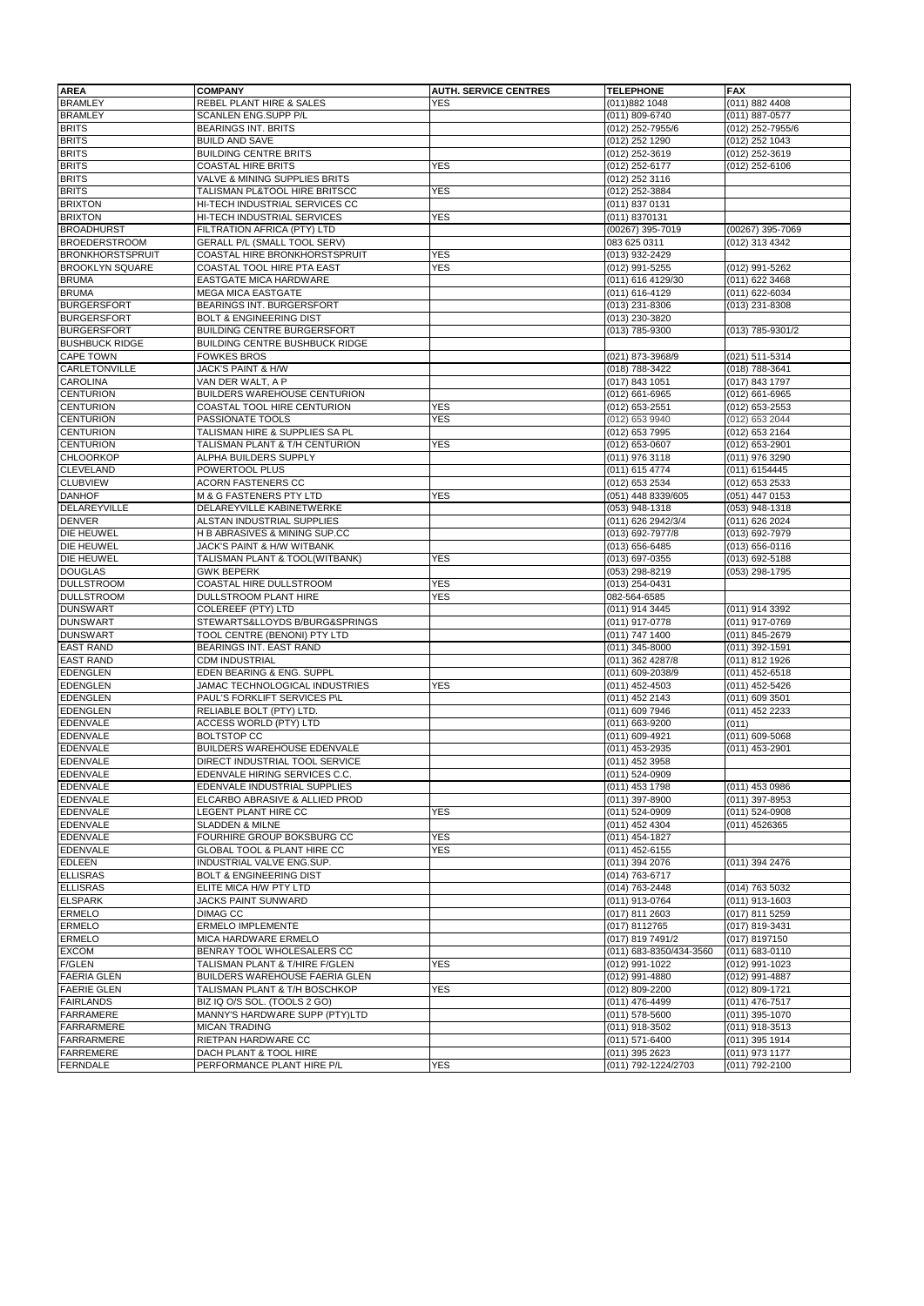| AREA | COMPANY | AUTH. SERVICE CENTRES | TELEPHONE | FAX |
|---|---|---|---|---|
| BRAMLEY | REBEL PLANT HIRE & SALES | YES | (011)882 1048 | (011) 882 4408 |
| BRAMLEY | SCANLEN ENG.SUPP P/L | | (011) 809-6740 | (011) 887-0577 |
| BRITS | BEARINGS INT. BRITS | | (012) 252-7955/6 | (012) 252-7955/6 |
| BRITS | BUILD AND SAVE | | (012) 252 1290 | (012) 252 1043 |
| BRITS | BUILDING CENTRE BRITS | | (012) 252-3619 | (012) 252-3619 |
| BRITS | COASTAL HIRE BRITS | YES | (012) 252-6177 | (012) 252-6106 |
| BRITS | VALVE & MINING SUPPLIES BRITS | | (012) 252 3116 | |
| BRITS | TALISMAN PL&TOOL HIRE BRITSCC | YES | (012) 252-3884 | |
| BRIXTON | HI-TECH INDUSTRIAL SERVICES CC | | (011) 837 0131 | |
| BRIXTON | HI-TECH INDUSTRIAL SERVICES | YES | (011) 8370131 | |
| BROADHURST | FILTRATION AFRICA (PTY) LTD | | (00267) 395-7019 | (00267) 395-7069 |
| BROEDERSTROOM | GERALL P/L (SMALL TOOL SERV) | | 083 625 0311 | (012) 313 4342 |
| BRONKHORSTSPRUIT | COASTAL HIRE BRONKHORSTSPRUIT | YES | (013) 932-2429 | |
| BROOKLYN SQUARE | COASTAL TOOL HIRE PTA EAST | YES | (012) 991-5255 | (012) 991-5262 |
| BRUMA | EASTGATE MICA HARDWARE | | (011) 616 4129/30 | (011) 622 3468 |
| BRUMA | MEGA MICA EASTGATE | | (011) 616-4129 | (011) 622-6034 |
| BURGERSFORT | BEARINGS INT. BURGERSFORT | | (013) 231-8306 | (013) 231-8308 |
| BURGERSFORT | BOLT & ENGINEERING DIST | | (013) 230-3820 | |
| BURGERSFORT | BUILDING CENTRE BURGERSFORT | | (013) 785-9300 | (013) 785-9301/2 |
| BUSHBUCK RIDGE | BUILDING CENTRE BUSHBUCK RIDGE | | | |
| CAPE TOWN | FOWKES BROS | | (021) 873-3968/9 | (021) 511-5314 |
| CARLETONVILLE | JACK'S PAINT & H/W | | (018) 788-3422 | (018) 788-3641 |
| CAROLINA | VAN DER WALT, A P | | (017) 843 1051 | (017) 843 1797 |
| CENTURION | BUILDERS WAREHOUSE CENTURION | | (012) 661-6965 | (012) 661-6965 |
| CENTURION | COASTAL TOOL HIRE CENTURION | YES | (012) 653-2551 | (012) 653-2553 |
| CENTURION | PASSIONATE TOOLS | YES | (012) 653 9940 | (012) 653 2044 |
| CENTURION | TALISMAN HIRE & SUPPLIES SA PL | | (012) 653 7995 | (012) 653 2164 |
| CENTURION | TALISMAN PLANT & T/H CENTURION | YES | (012) 653-0607 | (012) 653-2901 |
| CHLOORKOP | ALPHA BUILDERS SUPPLY | | (011) 976 3118 | (011) 976 3290 |
| CLEVELAND | POWERTOOL PLUS | | (011) 615 4774 | (011) 6154445 |
| CLUBVIEW | ACORN FASTENERS CC | | (012) 653 2534 | (012) 653 2533 |
| DANHOF | M & G FASTENERS PTY LTD | YES | (051) 448 8339/605 | (051) 447 0153 |
| DELAREYVILLE | DELAREYVILLE KABINETWERKE | | (053) 948-1318 | (053) 948-1318 |
| DENVER | ALSTAN INDUSTRIAL SUPPLIES | | (011) 626 2942/3/4 | (011) 626 2024 |
| DIE HEUWEL | H B ABRASIVES & MINING SUP.CC | | (013) 692-7977/8 | (013) 692-7979 |
| DIE HEUWEL | JACK'S PAINT & H/W WITBANK | | (013) 656-6485 | (013) 656-0116 |
| DIE HEUWEL | TALISMAN PLANT & TOOL(WITBANK) | YES | (013) 697-0355 | (013) 692-5188 |
| DOUGLAS | GWK BEPERK | | (053) 298-8219 | (053) 298-1795 |
| DULLSTROOM | COASTAL HIRE DULLSTROOM | YES | (013) 254-0431 | |
| DULLSTROOM | DULLSTROOM PLANT HIRE | YES | 082-564-6585 | |
| DUNSWART | COLEREEF (PTY) LTD | | (011) 914 3445 | (011) 914 3392 |
| DUNSWART | STEWARTS&LLOYDS B/BURG&SPRINGS | | (011) 917-0778 | (011) 917-0769 |
| DUNSWART | TOOL CENTRE (BENONI) PTY LTD | | (011) 747 1400 | (011) 845-2679 |
| EAST RAND | BEARINGS INT. EAST RAND | | (011) 345-8000 | (011) 392-1591 |
| EAST RAND | CDM INDUSTRIAL | | (011) 362 4287/8 | (011) 812 1926 |
| EDENGLEN | EDEN BEARING & ENG. SUPPL | | (011) 609-2038/9 | (011) 452-6518 |
| EDENGLEN | JAMAC TECHNOLOGICAL INDUSTRIES | YES | (011) 452-4503 | (011) 452-5426 |
| EDENGLEN | PAUL'S FORKLIFT SERVICES P\L | | (011) 452 2143 | (011) 609 3501 |
| EDENGLEN | RELIABLE BOLT (PTY) LTD. | | (011) 609 7946 | (011) 452 2233 |
| EDENVALE | ACCESS WORLD (PTY) LTD | | (011) 663-9200 | (011) |
| EDENVALE | BOLTSTOP CC | | (011) 609-4921 | (011) 609-5068 |
| EDENVALE | BUILDERS WAREHOUSE EDENVALE | | (011) 453-2935 | (011) 453-2901 |
| EDENVALE | DIRECT INDUSTRIAL TOOL SERVICE | | (011) 452 3958 | |
| EDENVALE | EDENVALE HIRING SERVICES C.C. | | (011) 524-0909 | |
| EDENVALE | EDENVALE INDUSTRIAL SUPPLIES | | (011) 453 1798 | (011) 453 0986 |
| EDENVALE | ELCARBO ABRASIVE & ALLIED PROD | | (011) 397-8900 | (011) 397-8953 |
| EDENVALE | LEGENT PLANT HIRE CC | YES | (011) 524-0909 | (011) 524-0908 |
| EDENVALE | SLADDEN & MILNE | | (011) 452 4304 | (011) 4526365 |
| EDENVALE | FOURHIRE GROUP BOKSBURG CC | YES | (011) 454-1827 | |
| EDENVALE | GLOBAL TOOL & PLANT HIRE CC | YES | (011) 452-6155 | |
| EDLEEN | INDUSTRIAL VALVE ENG.SUP. | | (011) 394 2076 | (011) 394 2476 |
| ELLISRAS | BOLT & ENGINEERING DIST | | (014) 763-6717 | |
| ELLISRAS | ELITE MICA H/W PTY LTD | | (014) 763-2448 | (014) 763 5032 |
| ELSPARK | JACKS PAINT SUNWARD | | (011) 913-0764 | (011) 913-1603 |
| ERMELO | DIMAG CC | | (017) 811 2603 | (017) 811 5259 |
| ERMELO | ERMELO IMPLEMENTE | | (017) 8112765 | (017) 819-3431 |
| ERMELO | MICA HARDWARE ERMELO | | (017) 819 7491/2 | (017) 8197150 |
| EXCOM | BENRAY TOOL WHOLESALERS CC | | (011) 683-8350/434-3560 | (011) 683-0110 |
| F/GLEN | TALISMAN PLANT & T/HIRE F/GLEN | YES | (012) 991-1022 | (012) 991-1023 |
| FAERIA GLEN | BUILDERS WAREHOUSE FAERIA GLEN | | (012) 991-4880 | (012) 991-4887 |
| FAERIE GLEN | TALISMAN PLANT & T/H BOSCHKOP | YES | (012) 809-2200 | (012) 809-1721 |
| FAIRLANDS | BIZ IQ O/S SOL. (TOOLS 2 GO) | | (011) 476-4499 | (011) 476-7517 |
| FARRAMERE | MANNY'S HARDWARE SUPP (PTY)LTD | | (011) 578-5600 | (011) 395-1070 |
| FARRARMERE | MICAN TRADING | | (011) 918-3502 | (011) 918-3513 |
| FARRARMERE | RIETPAN HARDWARE CC | | (011) 571-6400 | (011) 395 1914 |
| FARREMERE | DACH PLANT & TOOL HIRE | | (011) 395 2623 | (011) 973 1177 |
| FERNDALE | PERFORMANCE PLANT HIRE P/L | YES | (011) 792-1224/2703 | (011) 792-2100 |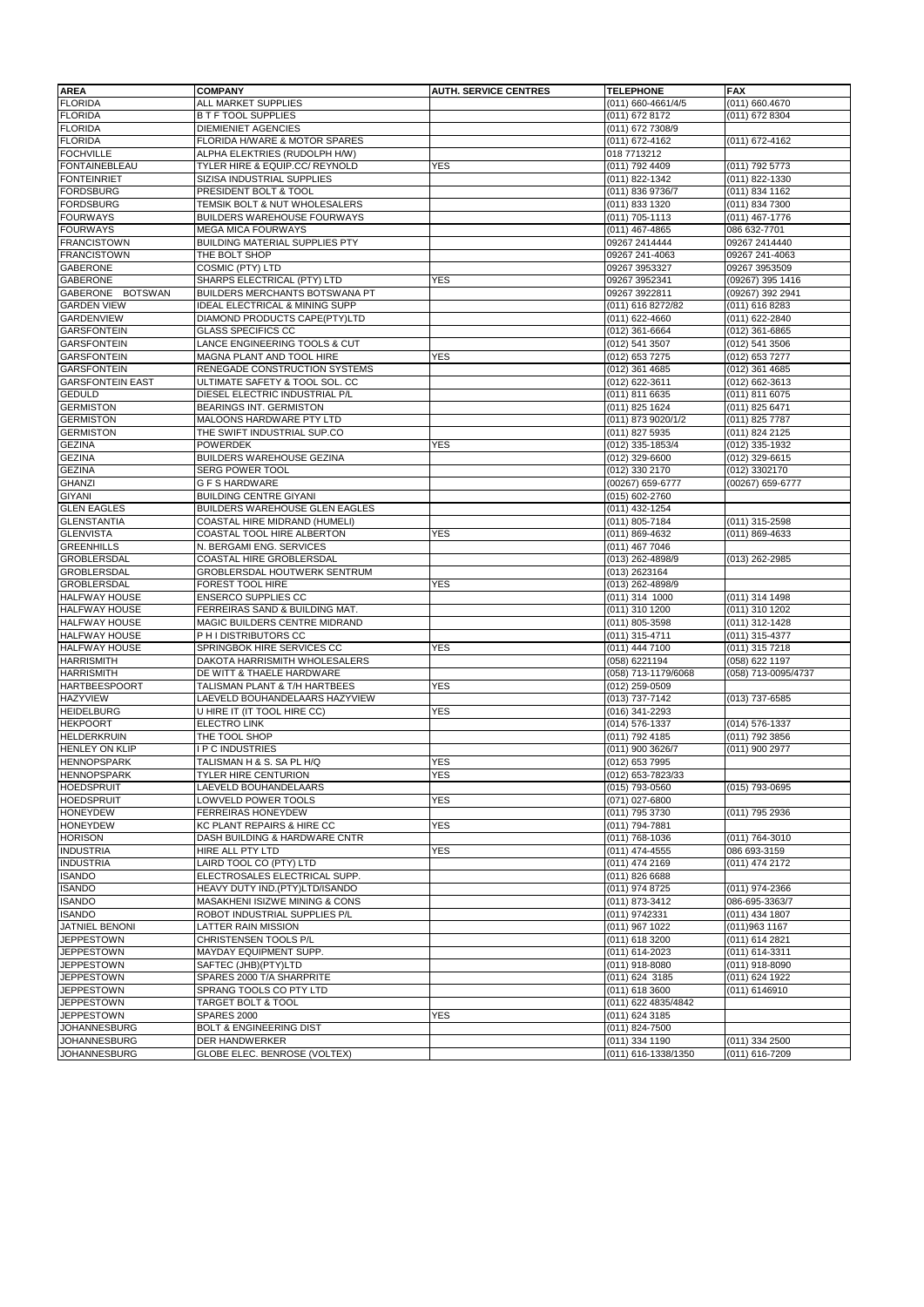| AREA | COMPANY | AUTH. SERVICE CENTRES | TELEPHONE | FAX |
|---|---|---|---|---|
| FLORIDA | ALL MARKET SUPPLIES | | (011) 660-4661/4/5 | (011) 660.4670 |
| FLORIDA | B T F TOOL SUPPLIES | | (011) 672 8172 | (011) 672 8304 |
| FLORIDA | DIEMIENIET AGENCIES | | (011) 672 7308/9 | |
| FLORIDA | FLORIDA H/WARE & MOTOR SPARES | | (011) 672-4162 | (011) 672-4162 |
| FOCHVILLE | ALPHA ELEKTRIES (RUDOLPH H/W) | | 018 7713212 | |
| FONTAINEBLEAU | TYLER HIRE & EQUIP.CC/ REYNOLD | YES | (011) 792 4409 | (011) 792 5773 |
| FONTEINRIET | SIZISA INDUSTRIAL SUPPLIES | | (011) 822-1342 | (011) 822-1330 |
| FORDSBURG | PRESIDENT BOLT & TOOL | | (011) 836 9736/7 | (011) 834 1162 |
| FORDSBURG | TEMSIK BOLT & NUT WHOLESALERS | | (011) 833 1320 | (011) 834 7300 |
| FOURWAYS | BUILDERS WAREHOUSE FOURWAYS | | (011) 705-1113 | (011) 467-1776 |
| FOURWAYS | MEGA MICA FOURWAYS | | (011) 467-4865 | 086 632-7701 |
| FRANCISTOWN | BUILDING MATERIAL SUPPLIES PTY | | 09267 2414444 | 09267 2414440 |
| FRANCISTOWN | THE BOLT SHOP | | 09267 241-4063 | 09267 241-4063 |
| GABERONE | COSMIC (PTY) LTD | | 09267 3953327 | 09267 3953509 |
| GABERONE | SHARPS ELECTRICAL (PTY) LTD | YES | 09267 3952341 | (09267) 395 1416 |
| GABERONE BOTSWAN | BUILDERS MERCHANTS BOTSWANA PT | | 09267 3922811 | (09267) 392 2941 |
| GARDEN VIEW | IDEAL ELECTRICAL & MINING SUPP | | (011) 616 8272/82 | (011) 616 8283 |
| GARDENVIEW | DIAMOND PRODUCTS CAPE(PTY)LTD | | (011) 622-4660 | (011) 622-2840 |
| GARSFONTEIN | GLASS SPECIFICS CC | | (012) 361-6664 | (012) 361-6865 |
| GARSFONTEIN | LANCE ENGINEERING TOOLS & CUT | | (012) 541 3507 | (012) 541 3506 |
| GARSFONTEIN | MAGNA PLANT AND TOOL HIRE | YES | (012) 653 7275 | (012) 653 7277 |
| GARSFONTEIN | RENEGADE CONSTRUCTION SYSTEMS | | (012) 361 4685 | (012) 361 4685 |
| GARSFONTEIN EAST | ULTIMATE SAFETY & TOOL SOL. CC | | (012) 622-3611 | (012) 662-3613 |
| GEDULD | DIESEL ELECTRIC INDUSTRIAL P/L | | (011) 811 6635 | (011) 811 6075 |
| GERMISTON | BEARINGS INT. GERMISTON | | (011) 825 1624 | (011) 825 6471 |
| GERMISTON | MALOONS HARDWARE PTY LTD | | (011) 873 9020/1/2 | (011) 825 7787 |
| GERMISTON | THE SWIFT INDUSTRIAL SUP.CO | | (011) 827 5935 | (011) 824 2125 |
| GEZINA | POWERDEK | YES | (012) 335-1853/4 | (012) 335-1932 |
| GEZINA | BUILDERS WAREHOUSE GEZINA | | (012) 329-6600 | (012) 329-6615 |
| GEZINA | SERG POWER TOOL | | (012) 330 2170 | (012) 3302170 |
| GHANZI | G F S HARDWARE | | (00267) 659-6777 | (00267) 659-6777 |
| GIYANI | BUILDING CENTRE GIYANI | | (015) 602-2760 | |
| GLEN EAGLES | BUILDERS WAREHOUSE GLEN EAGLES | | (011) 432-1254 | |
| GLENSTANTIA | COASTAL HIRE MIDRAND (HUMELI) | | (011) 805-7184 | (011) 315-2598 |
| GLENVISTA | COASTAL TOOL HIRE ALBERTON | YES | (011) 869-4632 | (011) 869-4633 |
| GREENHILLS | N. BERGAMI ENG. SERVICES | | (011) 467 7046 | |
| GROBLERSDAL | COASTAL HIRE GROBLERSDAL | | (013) 262-4898/9 | (013) 262-2985 |
| GROBLERSDAL | GROBLERSDAL HOUTWERK SENTRUM | | (013) 2623164 | |
| GROBLERSDAL | FOREST TOOL HIRE | YES | (013) 262-4898/9 | |
| HALFWAY HOUSE | ENSERCO SUPPLIES CC | | (011) 314 1000 | (011) 314 1498 |
| HALFWAY HOUSE | FERREIRAS SAND & BUILDING MAT. | | (011) 310 1200 | (011) 310 1202 |
| HALFWAY HOUSE | MAGIC BUILDERS CENTRE MIDRAND | | (011) 805-3598 | (011) 312-1428 |
| HALFWAY HOUSE | P H I DISTRIBUTORS CC | | (011) 315-4711 | (011) 315-4377 |
| HALFWAY HOUSE | SPRINGBOK HIRE SERVICES CC | YES | (011) 444 7100 | (011) 315 7218 |
| HARRISMITH | DAKOTA HARRISMITH WHOLESALERS | | (058) 6221194 | (058) 622 1197 |
| HARRISMITH | DE WITT & THAELE HARDWARE | | (058) 713-1179/6068 | (058) 713-0095/4737 |
| HARTBEESPOORT | TALISMAN PLANT & T/H HARTBEES | YES | (012) 259-0509 | |
| HAZYVIEW | LAEVELD BOUHANDELAARS HAZYVIEW | | (013) 737-7142 | (013) 737-6585 |
| HEIDELBURG | U HIRE IT (IT TOOL HIRE CC) | YES | (016) 341-2293 | |
| HEKPOORT | ELECTRO LINK | | (014) 576-1337 | (014) 576-1337 |
| HELDERKRUIN | THE TOOL SHOP | | (011) 792 4185 | (011) 792 3856 |
| HENLEY ON KLIP | I P C INDUSTRIES | | (011) 900 3626/7 | (011) 900 2977 |
| HENNOPSPARK | TALISMAN H & S. SA PL H/Q | YES | (012) 653 7995 | |
| HENNOPSPARK | TYLER HIRE CENTURION | YES | (012) 653-7823/33 | |
| HOEDSPRUIT | LAEVELD BOUHANDELAARS | | (015) 793-0560 | (015) 793-0695 |
| HOEDSPRUIT | LOWVELD POWER TOOLS | YES | (071) 027-6800 | |
| HONEYDEW | FERREIRAS HONEYDEW | | (011) 795 3730 | (011) 795 2936 |
| HONEYDEW | KC PLANT REPAIRS & HIRE CC | YES | (011) 794-7881 | |
| HORISON | DASH BUILDING & HARDWARE CNTR | | (011) 768-1036 | (011) 764-3010 |
| INDUSTRIA | HIRE ALL PTY LTD | YES | (011) 474-4555 | 086 693-3159 |
| INDUSTRIA | LAIRD TOOL CO (PTY) LTD | | (011) 474 2169 | (011) 474 2172 |
| ISANDO | ELECTROSALES ELECTRICAL SUPP. | | (011) 826 6688 | |
| ISANDO | HEAVY DUTY IND.(PTY)LTD/ISANDO | | (011) 974 8725 | (011) 974-2366 |
| ISANDO | MASAKHENI ISIZWE MINING & CONS | | (011) 873-3412 | 086-695-3363/7 |
| ISANDO | ROBOT INDUSTRIAL SUPPLIES P/L | | (011) 9742331 | (011) 434 1807 |
| JATNIEL BENONI | LATTER RAIN MISSION | | (011) 967 1022 | (011)963 1167 |
| JEPPESTOWN | CHRISTENSEN TOOLS P/L | | (011) 618 3200 | (011) 614 2821 |
| JEPPESTOWN | MAYDAY EQUIPMENT SUPP. | | (011) 614-2023 | (011) 614-3311 |
| JEPPESTOWN | SAFTEC (JHB)(PTY)LTD | | (011) 918-8080 | (011) 918-8090 |
| JEPPESTOWN | SPARES 2000 T/A SHARPRITE | | (011) 624 3185 | (011) 624 1922 |
| JEPPESTOWN | SPRANG TOOLS CO PTY LTD | | (011) 618 3600 | (011) 6146910 |
| JEPPESTOWN | TARGET BOLT & TOOL | | (011) 622 4835/4842 | |
| JEPPESTOWN | SPARES 2000 | YES | (011) 624 3185 | |
| JOHANNESBURG | BOLT & ENGINEERING DIST | | (011) 824-7500 | |
| JOHANNESBURG | DER HANDWERKER | | (011) 334 1190 | (011) 334 2500 |
| JOHANNESBURG | GLOBE ELEC. BENROSE (VOLTEX) | | (011) 616-1338/1350 | (011) 616-7209 |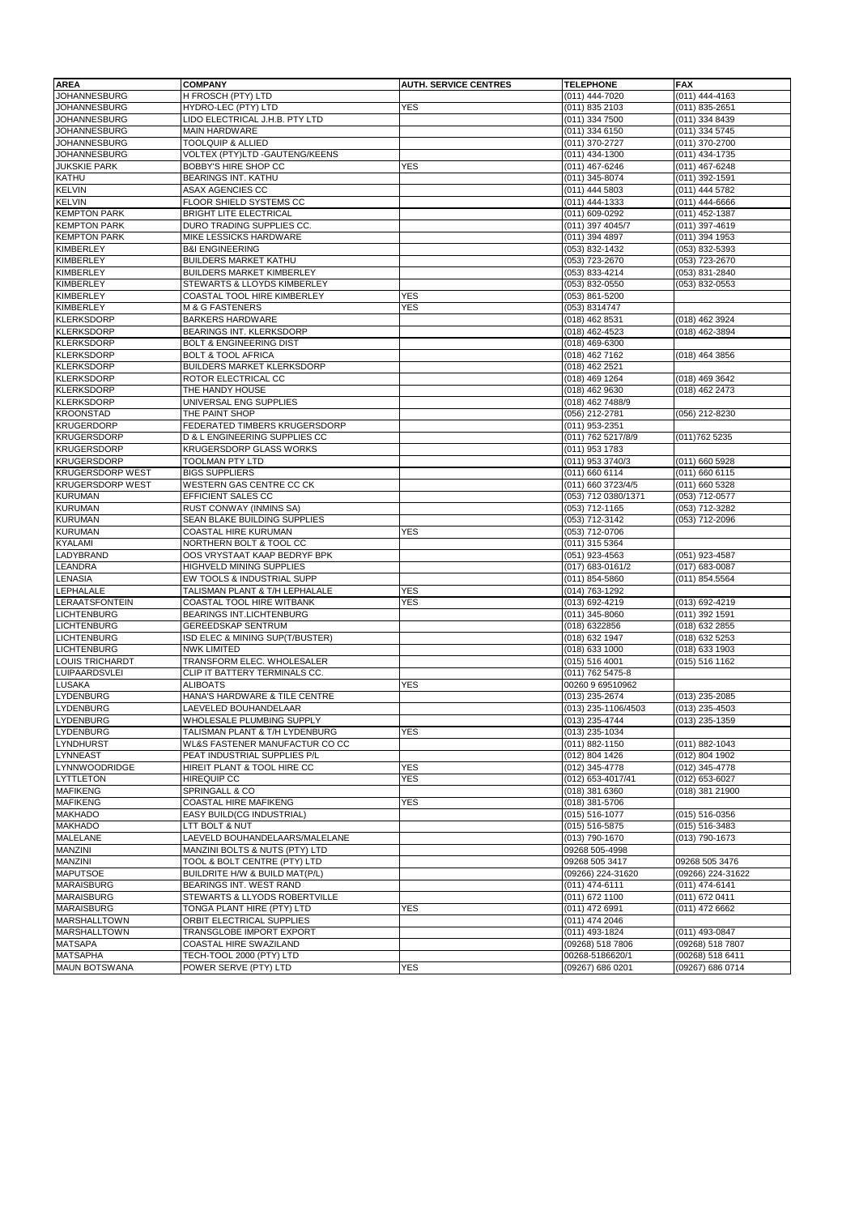| AREA | COMPANY | AUTH. SERVICE CENTRES | TELEPHONE | FAX |
|---|---|---|---|---|
| JOHANNESBURG | H FROSCH (PTY) LTD | | (011) 444-7020 | (011) 444-4163 |
| JOHANNESBURG | HYDRO-LEC (PTY) LTD | YES | (011) 835 2103 | (011) 835-2651 |
| JOHANNESBURG | LIDO ELECTRICAL J.H.B. PTY LTD | | (011) 334 7500 | (011) 334 8439 |
| JOHANNESBURG | MAIN HARDWARE | | (011) 334 6150 | (011) 334 5745 |
| JOHANNESBURG | TOOLQUIP & ALLIED | | (011) 370-2727 | (011) 370-2700 |
| JOHANNESBURG | VOLTEX (PTY)LTD -GAUTENG/KEENS | | (011) 434-1300 | (011) 434-1735 |
| JUKSKIE PARK | BOBBY'S HIRE SHOP CC | YES | (011) 467-6246 | (011) 467-6248 |
| KATHU | BEARINGS INT. KATHU | | (011) 345-8074 | (011) 392-1591 |
| KELVIN | ASAX AGENCIES CC | | (011) 444 5803 | (011) 444 5782 |
| KELVIN | FLOOR SHIELD SYSTEMS CC | | (011) 444-1333 | (011) 444-6666 |
| KEMPTON PARK | BRIGHT LITE ELECTRICAL | | (011) 609-0292 | (011) 452-1387 |
| KEMPTON PARK | DURO TRADING SUPPLIES CC. | | (011) 397 4045/7 | (011) 397-4619 |
| KEMPTON PARK | MIKE LESSICKS HARDWARE | | (011) 394 4897 | (011) 394 1953 |
| KIMBERLEY | B&I ENGINEERING | | (053) 832-1432 | (053) 832-5393 |
| KIMBERLEY | BUILDERS MARKET KATHU | | (053) 723-2670 | (053) 723-2670 |
| KIMBERLEY | BUILDERS MARKET KIMBERLEY | | (053) 833-4214 | (053) 831-2840 |
| KIMBERLEY | STEWARTS & LLOYDS KIMBERLEY | | (053) 832-0550 | (053) 832-0553 |
| KIMBERLEY | COASTAL TOOL HIRE KIMBERLEY | YES | (053) 861-5200 | |
| KIMBERLEY | M & G FASTENERS | YES | (053) 8314747 | |
| KLERKSDORP | BARKERS HARDWARE | | (018) 462 8531 | (018) 462 3924 |
| KLERKSDORP | BEARINGS INT. KLERKSDORP | | (018) 462-4523 | (018) 462-3894 |
| KLERKSDORP | BOLT & ENGINEERING DIST | | (018) 469-6300 | |
| KLERKSDORP | BOLT & TOOL AFRICA | | (018) 462 7162 | (018) 464 3856 |
| KLERKSDORP | BUILDERS MARKET KLERKSDORP | | (018) 462 2521 | |
| KLERKSDORP | ROTOR ELECTRICAL CC | | (018) 469 1264 | (018) 469 3642 |
| KLERKSDORP | THE HANDY HOUSE | | (018) 462 9630 | (018) 462 2473 |
| KLERKSDORP | UNIVERSAL ENG SUPPLIES | | (018) 462 7488/9 | |
| KROONSTAD | THE PAINT SHOP | | (056) 212-2781 | (056) 212-8230 |
| KRUGERDORP | FEDERATED TIMBERS KRUGERSDORP | | (011) 953-2351 | |
| KRUGERSDORP | D & L ENGINEERING SUPPLIES CC | | (011) 762 5217/8/9 | (011)762 5235 |
| KRUGERSDORP | KRUGERSDORP GLASS WORKS | | (011) 953 1783 | |
| KRUGERSDORP | TOOLMAN PTY LTD | | (011) 953 3740/3 | (011) 660 5928 |
| KRUGERSDORP WEST | BIGS SUPPLIERS | | (011) 660 6114 | (011) 660 6115 |
| KRUGERSDORP WEST | WESTERN GAS CENTRE CC CK | | (011) 660 3723/4/5 | (011) 660 5328 |
| KURUMAN | EFFICIENT SALES CC | | (053) 712 0380/1371 | (053) 712-0577 |
| KURUMAN | RUST CONWAY (INMINS SA) | | (053) 712-1165 | (053) 712-3282 |
| KURUMAN | SEAN BLAKE BUILDING SUPPLIES | | (053) 712-3142 | (053) 712-2096 |
| KURUMAN | COASTAL HIRE KURUMAN | YES | (053) 712-0706 | |
| KYALAMI | NORTHERN BOLT & TOOL CC | | (011) 315 5364 | |
| LADYBRAND | OOS VRYSTAAT KAAP BEDRYF BPK | | (051) 923-4563 | (051) 923-4587 |
| LEANDRA | HIGHVELD MINING SUPPLIES | | (017) 683-0161/2 | (017) 683-0087 |
| LENASIA | EW TOOLS & INDUSTRIAL SUPP | | (011) 854-5860 | (011) 854.5564 |
| LEPHALALE | TALISMAN PLANT & T/H LEPHALALE | YES | (014) 763-1292 | |
| LERAATSFONTEIN | COASTAL TOOL HIRE WITBANK | YES | (013) 692-4219 | (013) 692-4219 |
| LICHTENBURG | BEARINGS INT.LICHTENBURG | | (011) 345-8060 | (011) 392 1591 |
| LICHTENBURG | GEREEDSKAP SENTRUM | | (018) 6322856 | (018) 632 2855 |
| LICHTENBURG | ISD ELEC & MINING SUP(T/BUSTER) | | (018) 632 1947 | (018) 632 5253 |
| LICHTENBURG | NWK LIMITED | | (018) 633 1000 | (018) 633 1903 |
| LOUIS TRICHARDT | TRANSFORM ELEC. WHOLESALER | | (015) 516 4001 | (015) 516 1162 |
| LUIPAARDSVLEI | CLIP IT BATTERY TERMINALS CC. | | (011) 762 5475-8 | |
| LUSAKA | ALIBOATS | YES | 00260 9 69510962 | |
| LYDENBURG | HANA'S HARDWARE & TILE CENTRE | | (013) 235-2674 | (013) 235-2085 |
| LYDENBURG | LAEVELED BOUHANDELAAR | | (013) 235-1106/4503 | (013) 235-4503 |
| LYDENBURG | WHOLESALE PLUMBING SUPPLY | | (013) 235-4744 | (013) 235-1359 |
| LYDENBURG | TALISMAN PLANT & T/H LYDENBURG | YES | (013) 235-1034 | |
| LYNDHURST | WL&S FASTENER MANUFACTUR CO CC | | (011) 882-1150 | (011) 882-1043 |
| LYNNEAST | PEAT INDUSTRIAL SUPPLIES P/L | | (012) 804 1426 | (012) 804 1902 |
| LYNNWOODRIDGE | HIREIT PLANT & TOOL HIRE CC | YES | (012) 345-4778 | (012) 345-4778 |
| LYTTLETON | HIREQUIP CC | YES | (012) 653-4017/41 | (012) 653-6027 |
| MAFIKENG | SPRINGALL & CO | | (018) 381 6360 | (018) 381 21900 |
| MAFIKENG | COASTAL HIRE MAFIKENG | YES | (018) 381-5706 | |
| MAKHADO | EASY BUILD(CG INDUSTRIAL) | | (015) 516-1077 | (015) 516-0356 |
| MAKHADO | LTT BOLT & NUT | | (015) 516-5875 | (015) 516-3483 |
| MALELANE | LAEVELD BOUHANDELAARS/MALELANE | | (013) 790-1670 | (013) 790-1673 |
| MANZINI | MANZINI BOLTS & NUTS (PTY) LTD | | 09268 505-4998 | |
| MANZINI | TOOL & BOLT CENTRE (PTY) LTD | | 09268 505 3417 | 09268 505 3476 |
| MAPUTSOE | BUILDRITE H/W & BUILD MAT(P/L) | | (09266) 224-31620 | (09266) 224-31622 |
| MARAISBURG | BEARINGS INT. WEST RAND | | (011) 474-6111 | (011) 474-6141 |
| MARAISBURG | STEWARTS & LLYODS ROBERTVILLE | | (011) 672 1100 | (011) 672 0411 |
| MARAISBURG | TONGA PLANT HIRE (PTY) LTD | YES | (011) 472 6991 | (011) 472 6662 |
| MARSHALLTOWN | ORBIT ELECTRICAL SUPPLIES | | (011) 474 2046 | |
| MARSHALLTOWN | TRANSGLOBE IMPORT EXPORT | | (011) 493-1824 | (011) 493-0847 |
| MATSAPA | COASTAL HIRE SWAZILAND | | (09268) 518 7806 | (09268) 518 7807 |
| MATSAPHA | TECH-TOOL 2000 (PTY) LTD | | 00268-5186620/1 | (00268) 518 6411 |
| MAUN BOTSWANA | POWER SERVE (PTY) LTD | YES | (09267) 686 0201 | (09267) 686 0714 |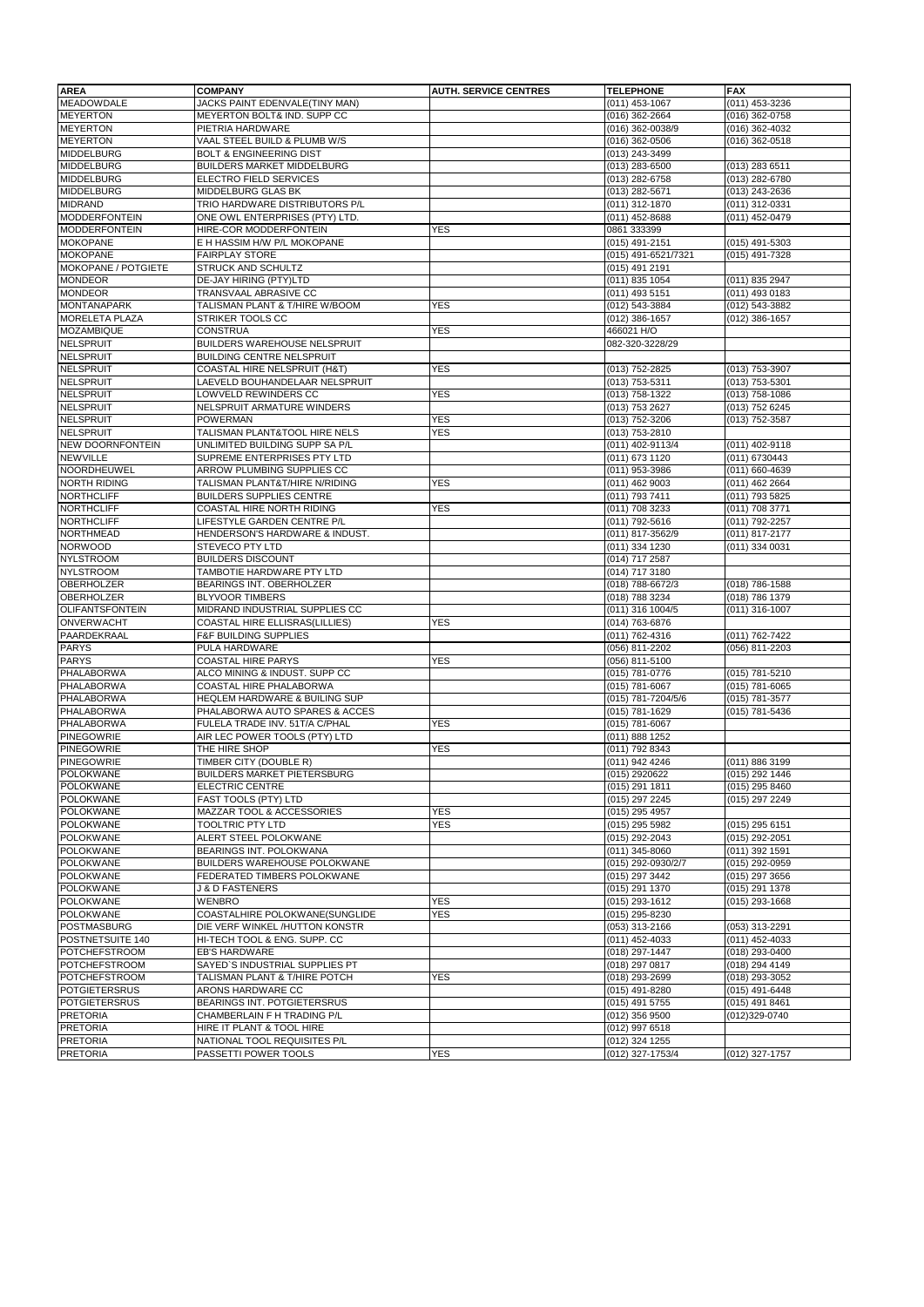| AREA | COMPANY | AUTH. SERVICE CENTRES | TELEPHONE | FAX |
|---|---|---|---|---|
| MEADOWDALE | JACKS PAINT EDENVALE(TINY MAN) | | (011) 453-1067 | (011) 453-3236 |
| MEYERTON | MEYERTON BOLT& IND. SUPP CC | | (016) 362-2664 | (016) 362-0758 |
| MEYERTON | PIETRIA HARDWARE | | (016) 362-0038/9 | (016) 362-4032 |
| MEYERTON | VAAL STEEL BUILD & PLUMB W/S | | (016) 362-0506 | (016) 362-0518 |
| MIDDELBURG | BOLT & ENGINEERING DIST | | (013) 243-3499 | |
| MIDDELBURG | BUILDERS MARKET MIDDELBURG | | (013) 283-6500 | (013) 283 6511 |
| MIDDELBURG | ELECTRO FIELD SERVICES | | (013) 282-6758 | (013) 282-6780 |
| MIDDELBURG | MIDDELBURG GLAS BK | | (013) 282-5671 | (013) 243-2636 |
| MIDRAND | TRIO HARDWARE DISTRIBUTORS P/L | | (011) 312-1870 | (011) 312-0331 |
| MODDERFONTEIN | ONE OWL ENTERPRISES (PTY) LTD. | | (011) 452-8688 | (011) 452-0479 |
| MODDERFONTEIN | HIRE-COR MODDERFONTEIN | YES | 0861 333399 | |
| MOKOPANE | E H HASSIM H/W P/L MOKOPANE | | (015) 491-2151 | (015) 491-5303 |
| MOKOPANE | FAIRPLAY STORE | | (015) 491-6521/7321 | (015) 491-7328 |
| MOKOPANE / POTGIETE | STRUCK AND SCHULTZ | | (015) 491 2191 | |
| MONDEOR | DE-JAY HIRING (PTY)LTD | | (011) 835 1054 | (011) 835 2947 |
| MONDEOR | TRANSVAAL ABRASIVE CC | | (011) 493 5151 | (011) 493 0183 |
| MONTANAPARK | TALISMAN PLANT & T/HIRE W/BOOM | YES | (012) 543-3884 | (012) 543-3882 |
| MORELETA PLAZA | STRIKER TOOLS CC | | (012) 386-1657 | (012) 386-1657 |
| MOZAMBIQUE | CONSTRUA | YES | 466021 H/O | |
| NELSPRUIT | BUILDERS WAREHOUSE NELSPRUIT | | 082-320-3228/29 | |
| NELSPRUIT | BUILDING CENTRE NELSPRUIT | | | |
| NELSPRUIT | COASTAL HIRE NELSPRUIT (H&T) | YES | (013) 752-2825 | (013) 753-3907 |
| NELSPRUIT | LAEVELD BOUHANDELAAR NELSPRUIT | | (013) 753-5311 | (013) 753-5301 |
| NELSPRUIT | LOWVELD REWINDERS CC | YES | (013) 758-1322 | (013) 758-1086 |
| NELSPRUIT | NELSPRUIT ARMATURE WINDERS | | (013) 753 2627 | (013) 752 6245 |
| NELSPRUIT | POWERMAN | YES | (013) 752-3206 | (013) 752-3587 |
| NELSPRUIT | TALISMAN PLANT&TOOL HIRE NELS | YES | (013) 753-2810 | |
| NEW DOORNFONTEIN | UNLIMITED BUILDING SUPP SA P/L | | (011) 402-9113/4 | (011) 402-9118 |
| NEWVILLE | SUPREME ENTERPRISES PTY LTD | | (011) 673 1120 | (011) 6730443 |
| NOORDHEUWEL | ARROW PLUMBING SUPPLIES CC | | (011) 953-3986 | (011) 660-4639 |
| NORTH RIDING | TALISMAN PLANT&T/HIRE N/RIDING | YES | (011) 462 9003 | (011) 462 2664 |
| NORTHCLIFF | BUILDERS SUPPLIES CENTRE | | (011) 793 7411 | (011) 793 5825 |
| NORTHCLIFF | COASTAL HIRE NORTH RIDING | YES | (011) 708 3233 | (011) 708 3771 |
| NORTHCLIFF | LIFESTYLE GARDEN CENTRE P/L | | (011) 792-5616 | (011) 792-2257 |
| NORTHMEAD | HENDERSON'S HARDWARE & INDUST. | | (011) 817-3562/9 | (011) 817-2177 |
| NORWOOD | STEVECO PTY LTD | | (011) 334 1230 | (011) 334 0031 |
| NYLSTROOM | BUILDERS DISCOUNT | | (014) 717 2587 | |
| NYLSTROOM | TAMBOTIE HARDWARE PTY LTD | | (014) 717 3180 | |
| OBERHOLZER | BEARINGS INT. OBERHOLZER | | (018) 788-6672/3 | (018) 786-1588 |
| OBERHOLZER | BLYVOOR TIMBERS | | (018) 788 3234 | (018) 786 1379 |
| OLIFANTSFONTEIN | MIDRAND INDUSTRIAL SUPPLIES CC | | (011) 316 1004/5 | (011) 316-1007 |
| ONVERWACHT | COASTAL HIRE ELLISRAS(LILLIES) | YES | (014) 763-6876 | |
| PAARDEKRAAL | F&F BUILDING SUPPLIES | | (011) 762-4316 | (011) 762-7422 |
| PARYS | PULA HARDWARE | | (056) 811-2202 | (056) 811-2203 |
| PARYS | COASTAL HIRE PARYS | YES | (056) 811-5100 | |
| PHALABORWA | ALCO MINING & INDUST. SUPP CC | | (015) 781-0776 | (015) 781-5210 |
| PHALABORWA | COASTAL HIRE PHALABORWA | | (015) 781-6067 | (015) 781-6065 |
| PHALABORWA | HEQLEM HARDWARE & BUILING SUP | | (015) 781-7204/5/6 | (015) 781-3577 |
| PHALABORWA | PHALABORWA AUTO SPARES & ACCES | | (015) 781-1629 | (015) 781-5436 |
| PHALABORWA | FULELA TRADE INV. 51T/A C/PHAL | YES | (015) 781-6067 | |
| PINEGOWRIE | AIR LEC POWER TOOLS (PTY) LTD | | (011) 888 1252 | |
| PINEGOWRIE | THE HIRE SHOP | YES | (011) 792 8343 | |
| PINEGOWRIE | TIMBER CITY (DOUBLE R) | | (011) 942 4246 | (011) 886 3199 |
| POLOKWANE | BUILDERS MARKET PIETERSBURG | | (015) 2920622 | (015) 292 1446 |
| POLOKWANE | ELECTRIC CENTRE | | (015) 291 1811 | (015) 295 8460 |
| POLOKWANE | FAST TOOLS (PTY) LTD | | (015) 297 2245 | (015) 297 2249 |
| POLOKWANE | MAZZAR TOOL & ACCESSORIES | YES | (015) 295 4957 | |
| POLOKWANE | TOOLTRIC PTY LTD | YES | (015) 295 5982 | (015) 295 6151 |
| POLOKWANE | ALERT STEEL POLOKWANE | | (015) 292-2043 | (015) 292-2051 |
| POLOKWANE | BEARINGS INT. POLOKWANA | | (011) 345-8060 | (011) 392 1591 |
| POLOKWANE | BUILDERS WAREHOUSE POLOKWANE | | (015) 292-0930/2/7 | (015) 292-0959 |
| POLOKWANE | FEDERATED TIMBERS POLOKWANE | | (015) 297 3442 | (015) 297 3656 |
| POLOKWANE | J & D FASTENERS | | (015) 291 1370 | (015) 291 1378 |
| POLOKWANE | WENBRO | YES | (015) 293-1612 | (015) 293-1668 |
| POLOKWANE | COASTALHIRE POLOKWANE(SUNGLIDE | YES | (015) 295-8230 | |
| POSTMASBURG | DIE VERF WINKEL /HUTTON KONSTR | | (053) 313-2166 | (053) 313-2291 |
| POSTNETSUITE 140 | HI-TECH TOOL & ENG. SUPP. CC | | (011) 452-4033 | (011) 452-4033 |
| POTCHEFSTROOM | EB'S HARDWARE | | (018) 297-1447 | (018) 293-0400 |
| POTCHEFSTROOM | SAYED`S INDUSTRIAL SUPPLIES PT | | (018) 297 0817 | (018) 294 4149 |
| POTCHEFSTROOM | TALISMAN PLANT & T/HIRE POTCH | YES | (018) 293-2699 | (018) 293-3052 |
| POTGIETERSRUS | ARONS HARDWARE CC | | (015) 491-8280 | (015) 491-6448 |
| POTGIETERSRUS | BEARINGS INT. POTGIETERSRUS | | (015) 491 5755 | (015) 491 8461 |
| PRETORIA | CHAMBERLAIN F H TRADING P/L | | (012) 356 9500 | (012)329-0740 |
| PRETORIA | HIRE IT PLANT & TOOL HIRE | | (012) 997 6518 | |
| PRETORIA | NATIONAL TOOL REQUISITES P/L | | (012) 324 1255 | |
| PRETORIA | PASSETTI POWER TOOLS | YES | (012) 327-1753/4 | (012) 327-1757 |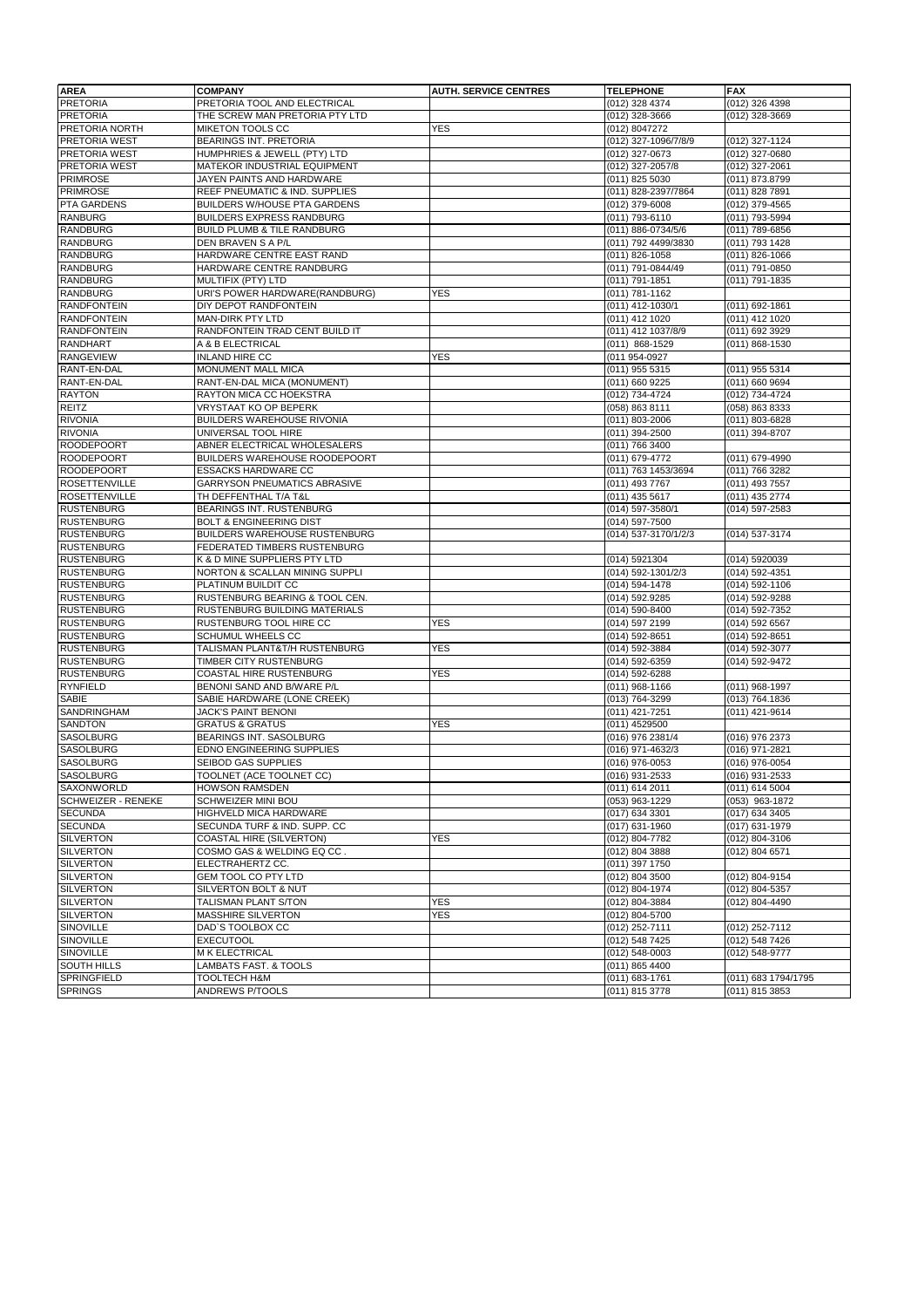| AREA | COMPANY | AUTH. SERVICE CENTRES | TELEPHONE | FAX |
|---|---|---|---|---|
| PRETORIA | PRETORIA TOOL AND ELECTRICAL | | (012) 328 4374 | (012) 326 4398 |
| PRETORIA | THE SCREW MAN PRETORIA PTY LTD | | (012) 328-3666 | (012) 328-3669 |
| PRETORIA NORTH | MIKETON TOOLS CC | YES | (012) 8047272 | |
| PRETORIA WEST | BEARINGS INT. PRETORIA | | (012) 327-1096/7/8/9 | (012) 327-1124 |
| PRETORIA WEST | HUMPHRIES & JEWELL (PTY) LTD | | (012) 327-0673 | (012) 327-0680 |
| PRETORIA WEST | MATEKOR INDUSTRIAL EQUIPMENT | | (012) 327-2057/8 | (012) 327-2061 |
| PRIMROSE | JAYEN PAINTS AND HARDWARE | | (011) 825 5030 | (011) 873.8799 |
| PRIMROSE | REEF PNEUMATIC & IND. SUPPLIES | | (011) 828-2397/7864 | (011) 828 7891 |
| PTA GARDENS | BUILDERS W/HOUSE PTA GARDENS | | (012) 379-6008 | (012) 379-4565 |
| RANBURG | BUILDERS EXPRESS RANDBURG | | (011) 793-6110 | (011) 793-5994 |
| RANDBURG | BUILD PLUMB & TILE RANDBURG | | (011) 886-0734/5/6 | (011) 789-6856 |
| RANDBURG | DEN BRAVEN S A P/L | | (011) 792 4499/3830 | (011) 793 1428 |
| RANDBURG | HARDWARE CENTRE EAST RAND | | (011) 826-1058 | (011) 826-1066 |
| RANDBURG | HARDWARE CENTRE RANDBURG | | (011) 791-0844/49 | (011) 791-0850 |
| RANDBURG | MULTIFIX (PTY) LTD | | (011) 791-1851 | (011) 791-1835 |
| RANDBURG | URI'S POWER HARDWARE(RANDBURG) | YES | (011) 781-1162 | |
| RANDFONTEIN | DIY DEPOT RANDFONTEIN | | (011) 412-1030/1 | (011) 692-1861 |
| RANDFONTEIN | MAN-DIRK PTY LTD | | (011) 412 1020 | (011) 412 1020 |
| RANDFONTEIN | RANDFONTEIN TRAD CENT BUILD IT | | (011) 412 1037/8/9 | (011) 692 3929 |
| RANDHART | A & B ELECTRICAL | | (011) 868-1529 | (011) 868-1530 |
| RANGEVIEW | INLAND HIRE CC | YES | (011 954-0927 | |
| RANT-EN-DAL | MONUMENT MALL MICA | | (011) 955 5315 | (011) 955 5314 |
| RANT-EN-DAL | RANT-EN-DAL MICA (MONUMENT) | | (011) 660 9225 | (011) 660 9694 |
| RAYTON | RAYTON MICA CC HOEKSTRA | | (012) 734-4724 | (012) 734-4724 |
| REITZ | VRYSTAAT KO OP BEPERK | | (058) 863 8111 | (058) 863 8333 |
| RIVONIA | BUILDERS WAREHOUSE RIVONIA | | (011) 803-2006 | (011) 803-6828 |
| RIVONIA | UNIVERSAL TOOL HIRE | | (011) 394-2500 | (011) 394-8707 |
| ROODEPOORT | ABNER ELECTRICAL WHOLESALERS | | (011) 766 3400 | |
| ROODEPOORT | BUILDERS WAREHOUSE ROODEPOORT | | (011) 679-4772 | (011) 679-4990 |
| ROODEPOORT | ESSACKS HARDWARE CC | | (011) 763 1453/3694 | (011) 766 3282 |
| ROSETTENVILLE | GARRYSON PNEUMATICS ABRASIVE | | (011) 493 7767 | (011) 493 7557 |
| ROSETTENVILLE | TH DEFFENTHAL T/A T&L | | (011) 435 5617 | (011) 435 2774 |
| RUSTENBURG | BEARINGS INT. RUSTENBURG | | (014) 597-3580/1 | (014) 597-2583 |
| RUSTENBURG | BOLT & ENGINEERING DIST | | (014) 597-7500 | |
| RUSTENBURG | BUILDERS WAREHOUSE RUSTENBURG | | (014) 537-3170/1/2/3 | (014) 537-3174 |
| RUSTENBURG | FEDERATED TIMBERS RUSTENBURG | | | |
| RUSTENBURG | K & D MINE SUPPLIERS PTY LTD | | (014) 5921304 | (014) 5920039 |
| RUSTENBURG | NORTON & SCALLAN MINING SUPPLI | | (014) 592-1301/2/3 | (014) 592-4351 |
| RUSTENBURG | PLATINUM BUILDIT CC | | (014) 594-1478 | (014) 592-1106 |
| RUSTENBURG | RUSTENBURG BEARING & TOOL CEN. | | (014) 592.9285 | (014) 592-9288 |
| RUSTENBURG | RUSTENBURG BUILDING MATERIALS | | (014) 590-8400 | (014) 592-7352 |
| RUSTENBURG | RUSTENBURG TOOL HIRE CC | YES | (014) 597 2199 | (014) 592 6567 |
| RUSTENBURG | SCHUMUL WHEELS CC | | (014) 592-8651 | (014) 592-8651 |
| RUSTENBURG | TALISMAN PLANT&T/H RUSTENBURG | YES | (014) 592-3884 | (014) 592-3077 |
| RUSTENBURG | TIMBER CITY RUSTENBURG | | (014) 592-6359 | (014) 592-9472 |
| RUSTENBURG | COASTAL HIRE RUSTENBURG | YES | (014) 592-6288 | |
| RYNFIELD | BENONI SAND AND B/WARE P/L | | (011) 968-1166 | (011) 968-1997 |
| SABIE | SABIE HARDWARE (LONE CREEK) | | (013) 764-3299 | (013) 764.1836 |
| SANDRINGHAM | JACK'S PAINT BENONI | | (011) 421-7251 | (011) 421-9614 |
| SANDTON | GRATUS & GRATUS | YES | (011) 4529500 | |
| SASOLBURG | BEARINGS INT. SASOLBURG | | (016) 976 2381/4 | (016) 976 2373 |
| SASOLBURG | EDNO ENGINEERING SUPPLIES | | (016) 971-4632/3 | (016) 971-2821 |
| SASOLBURG | SEIBOD GAS SUPPLIES | | (016) 976-0053 | (016) 976-0054 |
| SASOLBURG | TOOLNET (ACE TOOLNET CC) | | (016) 931-2533 | (016) 931-2533 |
| SAXONWORLD | HOWSON RAMSDEN | | (011) 614 2011 | (011) 614 5004 |
| SCHWEIZER - RENEKE | SCHWEIZER MINI BOU | | (053) 963-1229 | (053) 963-1872 |
| SECUNDA | HIGHVELD MICA HARDWARE | | (017) 634 3301 | (017) 634 3405 |
| SECUNDA | SECUNDA TURF & IND. SUPP. CC | | (017) 631-1960 | (017) 631-1979 |
| SILVERTON | COASTAL HIRE (SILVERTON) | YES | (012) 804-7782 | (012) 804-3106 |
| SILVERTON | COSMO GAS & WELDING EQ CC . | | (012) 804 3888 | (012) 804 6571 |
| SILVERTON | ELECTRAHERTZ CC. | | (011) 397 1750 | |
| SILVERTON | GEM TOOL CO PTY LTD | | (012) 804 3500 | (012) 804-9154 |
| SILVERTON | SILVERTON BOLT & NUT | | (012) 804-1974 | (012) 804-5357 |
| SILVERTON | TALISMAN PLANT S/TON | YES | (012) 804-3884 | (012) 804-4490 |
| SILVERTON | MASSHIRE SILVERTON | YES | (012) 804-5700 | |
| SINOVILLE | DAD`S TOOLBOX CC | | (012) 252-7111 | (012) 252-7112 |
| SINOVILLE | EXECUTOOL | | (012) 548 7425 | (012) 548 7426 |
| SINOVILLE | M K ELECTRICAL | | (012) 548-0003 | (012) 548-9777 |
| SOUTH HILLS | LAMBATS FAST. & TOOLS | | (011) 865 4400 | |
| SPRINGFIELD | TOOLTECH H&M | | (011) 683-1761 | (011) 683 1794/1795 |
| SPRINGS | ANDREWS P/TOOLS | | (011) 815 3778 | (011) 815 3853 |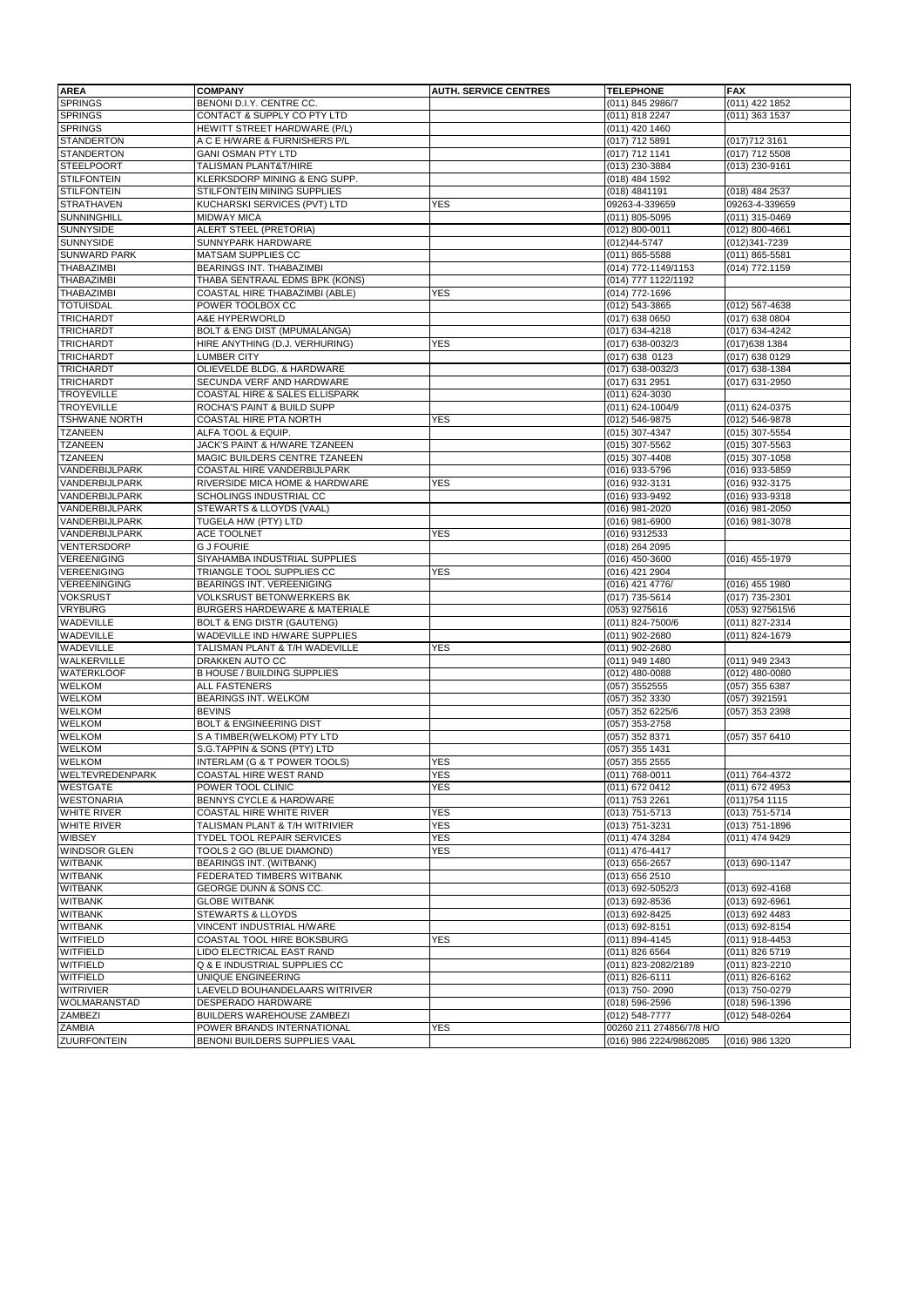| AREA | COMPANY | AUTH. SERVICE CENTRES | TELEPHONE | FAX |
|---|---|---|---|---|
| SPRINGS | BENONI D.I.Y. CENTRE CC. | | (011) 845 2986/7 | (011) 422 1852 |
| SPRINGS | CONTACT & SUPPLY CO PTY LTD | | (011) 818 2247 | (011) 363 1537 |
| SPRINGS | HEWITT STREET HARDWARE (P/L) | | (011) 420 1460 | |
| STANDERTON | A C E H/WARE & FURNISHERS P/L | | (017) 712 5891 | (017)712 3161 |
| STANDERTON | GANI OSMAN PTY LTD | | (017) 712 1141 | (017) 712 5508 |
| STEELPOORT | TALISMAN PLANT&T/HIRE | | (013) 230-3884 | (013) 230-9161 |
| STILFONTEIN | KLERKSDORP MINING & ENG SUPP. | | (018) 484 1592 | |
| STILFONTEIN | STILFONTEIN MINING SUPPLIES | | (018) 4841191 | (018) 484 2537 |
| STRATHAVEN | KUCHARSKI SERVICES (PVT) LTD | YES | 09263-4-339659 | 09263-4-339659 |
| SUNNINGHILL | MIDWAY MICA | | (011) 805-5095 | (011) 315-0469 |
| SUNNYSIDE | ALERT STEEL (PRETORIA) | | (012) 800-0011 | (012) 800-4661 |
| SUNNYSIDE | SUNNYPARK HARDWARE | | (012)44-5747 | (012)341-7239 |
| SUNWARD PARK | MATSAM SUPPLIES CC | | (011) 865-5588 | (011) 865-5581 |
| THABAZIMBI | BEARINGS INT. THABAZIMBI | | (014) 772-1149/1153 | (014) 772.1159 |
| THABAZIMBI | THABA SENTRAAL EDMS BPK (KONS) | | (014) 777 1122/1192 | |
| THABAZIMBI | COASTAL HIRE THABAZIMBI (ABLE) | YES | (014) 772-1696 | |
| TOTUISDAL | POWER TOOLBOX CC | | (012) 543-3865 | (012) 567-4638 |
| TRICHARDT | A&E HYPERWORLD | | (017) 638 0650 | (017) 638 0804 |
| TRICHARDT | BOLT & ENG DIST (MPUMALANGA) | | (017) 634-4218 | (017) 634-4242 |
| TRICHARDT | HIRE ANYTHING (D.J. VERHURING) | YES | (017) 638-0032/3 | (017)638 1384 |
| TRICHARDT | LUMBER CITY | | (017) 638 0123 | (017) 638 0129 |
| TRICHARDT | OLIEVELDE BLDG. & HARDWARE | | (017) 638-0032/3 | (017) 638-1384 |
| TRICHARDT | SECUNDA VERF AND HARDWARE | | (017) 631 2951 | (017) 631-2950 |
| TROYEVILLE | COASTAL HIRE & SALES ELLISPARK | | (011) 624-3030 | |
| TROYEVILLE | ROCHA'S PAINT & BUILD SUPP | | (011) 624-1004/9 | (011) 624-0375 |
| TSHWANE NORTH | COASTAL HIRE PTA NORTH | YES | (012) 546-9875 | (012) 546-9878 |
| TZANEEN | ALFA TOOL & EQUIP. | | (015) 307-4347 | (015) 307-5554 |
| TZANEEN | JACK'S PAINT & H/WARE TZANEEN | | (015) 307-5562 | (015) 307-5563 |
| TZANEEN | MAGIC BUILDERS CENTRE TZANEEN | | (015) 307-4408 | (015) 307-1058 |
| VANDERBIJLPARK | COASTAL HIRE VANDERBIJLPARK | | (016) 933-5796 | (016) 933-5859 |
| VANDERBIJLPARK | RIVERSIDE MICA HOME & HARDWARE | YES | (016) 932-3131 | (016) 932-3175 |
| VANDERBIJLPARK | SCHOLINGS INDUSTRIAL CC | | (016) 933-9492 | (016) 933-9318 |
| VANDERBIJLPARK | STEWARTS & LLOYDS (VAAL) | | (016) 981-2020 | (016) 981-2050 |
| VANDERBIJLPARK | TUGELA H/W (PTY) LTD | | (016) 981-6900 | (016) 981-3078 |
| VANDERBIJLPARK | ACE TOOLNET | YES | (016) 9312533 | |
| VENTERSDORP | G J FOURIE | | (018) 264 2095 | |
| VEREENIGING | SIYAHAMBA INDUSTRIAL SUPPLIES | | (016) 450-3600 | (016) 455-1979 |
| VEREENIGING | TRIANGLE TOOL SUPPLIES CC | YES | (016) 421 2904 | |
| VEREENINGING | BEARINGS INT. VEREENIGING | | (016) 421 4776/ | (016) 455 1980 |
| VOKSRUST | VOLKSRUST BETONWERKERS BK | | (017) 735-5614 | (017) 735-2301 |
| VRYBURG | BURGERS HARDEWARE & MATERIALE | | (053) 9275616 | (053) 9275615\6 |
| WADEVILLE | BOLT & ENG DISTR (GAUTENG) | | (011) 824-7500/6 | (011) 827-2314 |
| WADEVILLE | WADEVILLE IND H/WARE SUPPLIES | | (011) 902-2680 | (011) 824-1679 |
| WADEVILLE | TALISMAN PLANT & T/H WADEVILLE | YES | (011) 902-2680 | |
| WALKERVILLE | DRAKKEN AUTO CC | | (011) 949 1480 | (011) 949 2343 |
| WATERKLOOF | B HOUSE / BUILDING SUPPLIES | | (012) 480-0088 | (012) 480-0080 |
| WELKOM | ALL FASTENERS | | (057) 3552555 | (057) 355 6387 |
| WELKOM | BEARINGS INT. WELKOM | | (057) 352 3330 | (057) 3921591 |
| WELKOM | BEVINS | | (057) 352 6225/6 | (057) 353 2398 |
| WELKOM | BOLT & ENGINEERING DIST | | (057) 353-2758 | |
| WELKOM | S A TIMBER(WELKOM) PTY LTD | | (057) 352 8371 | (057) 357 6410 |
| WELKOM | S.G.TAPPIN & SONS (PTY) LTD | | (057) 355 1431 | |
| WELKOM | INTERLAM (G & T POWER TOOLS) | YES | (057) 355 2555 | |
| WELTEVREDENPARK | COASTAL HIRE WEST RAND | YES | (011) 768-0011 | (011) 764-4372 |
| WESTGATE | POWER TOOL CLINIC | YES | (011) 672 0412 | (011) 672 4953 |
| WESTONARIA | BENNYS CYCLE & HARDWARE | | (011) 753 2261 | (011)754 1115 |
| WHITE RIVER | COASTAL HIRE WHITE RIVER | YES | (013) 751-5713 | (013) 751-5714 |
| WHITE RIVER | TALISMAN PLANT & T/H WITRIVIER | YES | (013) 751-3231 | (013) 751-1896 |
| WIBSEY | TYDEL TOOL REPAIR SERVICES | YES | (011) 474 3284 | (011) 474 9429 |
| WINDSOR GLEN | TOOLS 2 GO (BLUE DIAMOND) | YES | (011) 476-4417 | |
| WITBANK | BEARINGS INT. (WITBANK) | | (013) 656-2657 | (013) 690-1147 |
| WITBANK | FEDERATED TIMBERS WITBANK | | (013) 656 2510 | |
| WITBANK | GEORGE DUNN & SONS CC. | | (013) 692-5052/3 | (013) 692-4168 |
| WITBANK | GLOBE WITBANK | | (013) 692-8536 | (013) 692-6961 |
| WITBANK | STEWARTS & LLOYDS | | (013) 692-8425 | (013) 692 4483 |
| WITBANK | VINCENT INDUSTRIAL H/WARE | | (013) 692-8151 | (013) 692-8154 |
| WITFIELD | COASTAL TOOL HIRE BOKSBURG | YES | (011) 894-4145 | (011) 918-4453 |
| WITFIELD | LIDO ELECTRICAL EAST RAND | | (011) 826 6564 | (011) 826 5719 |
| WITFIELD | Q & E INDUSTRIAL SUPPLIES CC | | (011) 823-2082/2189 | (011) 823-2210 |
| WITFIELD | UNIQUE ENGINEERING | | (011) 826-6111 | (011) 826-6162 |
| WITRIVIER | LAEVELD BOUHANDELAARS WITRIVER | | (013) 750- 2090 | (013) 750-0279 |
| WOLMARANSTAD | DESPERADO HARDWARE | | (018) 596-2596 | (018) 596-1396 |
| ZAMBEZI | BUILDERS WAREHOUSE ZAMBEZI | | (012) 548-7777 | (012) 548-0264 |
| ZAMBIA | POWER BRANDS INTERNATIONAL | YES | 00260 211 274856/7/8 H/O | |
| ZUURFONTEIN | BENONI BUILDERS SUPPLIES VAAL | | (016) 986 2224/9862085 | (016) 986 1320 |